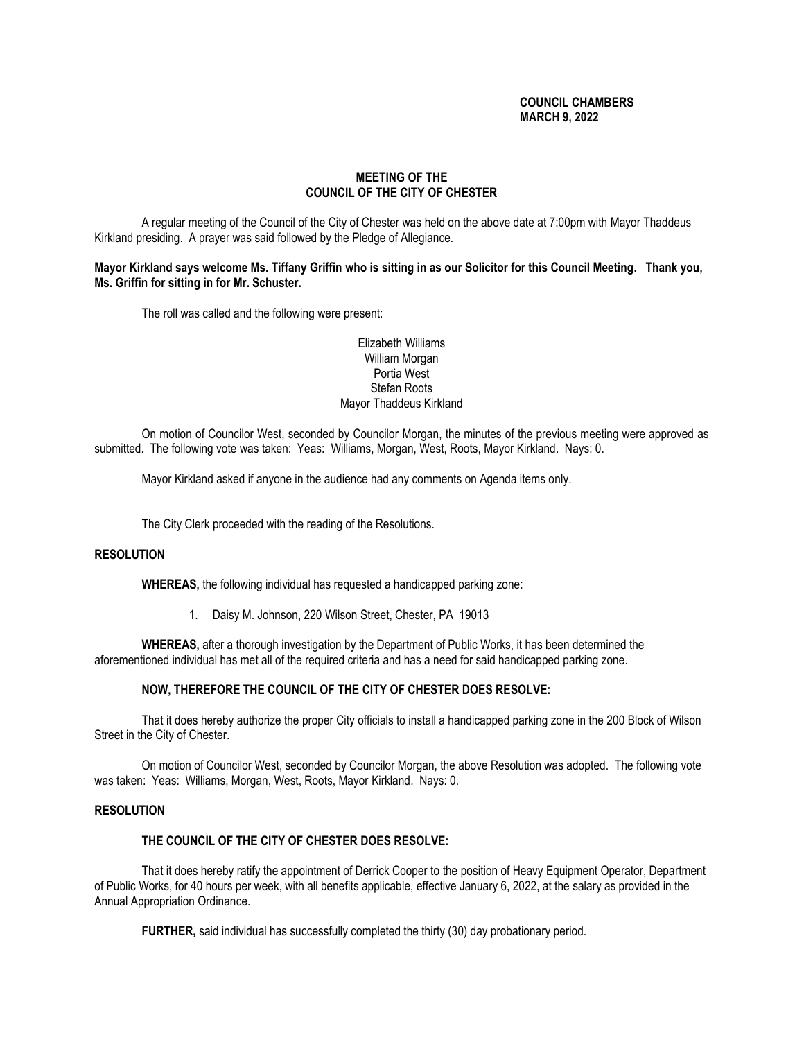**COUNCIL CHAMBERS**
**MARCH 9, 2022**

**MEETING OF THE**
**COUNCIL OF THE CITY OF CHESTER**

A regular meeting of the Council of the City of Chester was held on the above date at 7:00pm with Mayor Thaddeus Kirkland presiding. A prayer was said followed by the Pledge of Allegiance.

**Mayor Kirkland says welcome Ms. Tiffany Griffin who is sitting in as our Solicitor for this Council Meeting. Thank you, Ms. Griffin for sitting in for Mr. Schuster.**

The roll was called and the following were present:

Elizabeth Williams
William Morgan
Portia West
Stefan Roots
Mayor Thaddeus Kirkland

On motion of Councilor West, seconded by Councilor Morgan, the minutes of the previous meeting were approved as submitted. The following vote was taken: Yeas: Williams, Morgan, West, Roots, Mayor Kirkland. Nays: 0.

Mayor Kirkland asked if anyone in the audience had any comments on Agenda items only.

The City Clerk proceeded with the reading of the Resolutions.

**RESOLUTION**

**WHEREAS,** the following individual has requested a handicapped parking zone:

1. Daisy M. Johnson, 220 Wilson Street, Chester, PA 19013

**WHEREAS,** after a thorough investigation by the Department of Public Works, it has been determined the aforementioned individual has met all of the required criteria and has a need for said handicapped parking zone.

**NOW, THEREFORE THE COUNCIL OF THE CITY OF CHESTER DOES RESOLVE:**

That it does hereby authorize the proper City officials to install a handicapped parking zone in the 200 Block of Wilson Street in the City of Chester.

On motion of Councilor West, seconded by Councilor Morgan, the above Resolution was adopted. The following vote was taken: Yeas: Williams, Morgan, West, Roots, Mayor Kirkland. Nays: 0.

**RESOLUTION**

**THE COUNCIL OF THE CITY OF CHESTER DOES RESOLVE:**

That it does hereby ratify the appointment of Derrick Cooper to the position of Heavy Equipment Operator, Department of Public Works, for 40 hours per week, with all benefits applicable, effective January 6, 2022, at the salary as provided in the Annual Appropriation Ordinance.

**FURTHER,** said individual has successfully completed the thirty (30) day probationary period.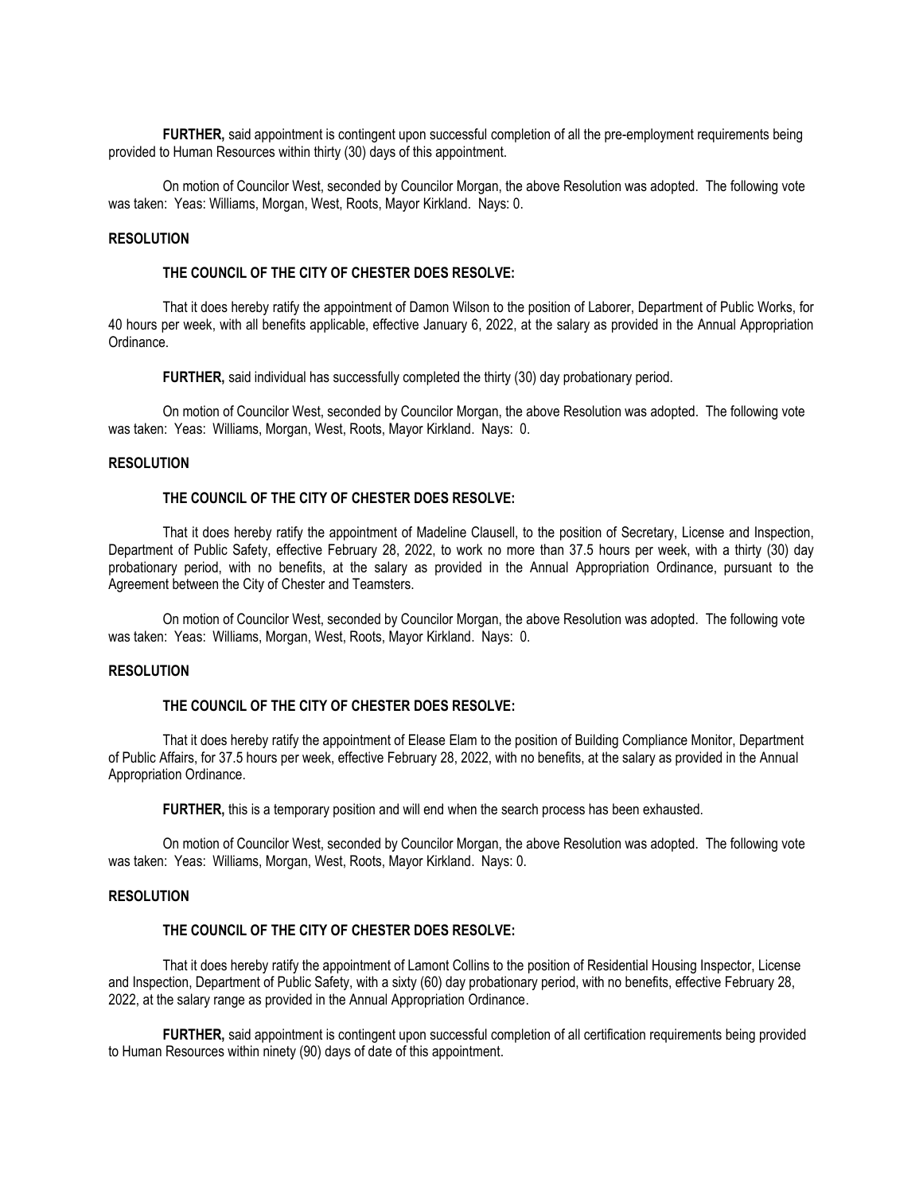**FURTHER,** said appointment is contingent upon successful completion of all the pre-employment requirements being provided to Human Resources within thirty (30) days of this appointment.

On motion of Councilor West, seconded by Councilor Morgan, the above Resolution was adopted. The following vote was taken: Yeas: Williams, Morgan, West, Roots, Mayor Kirkland. Nays: 0.

**RESOLUTION**

**THE COUNCIL OF THE CITY OF CHESTER DOES RESOLVE:**

That it does hereby ratify the appointment of Damon Wilson to the position of Laborer, Department of Public Works, for 40 hours per week, with all benefits applicable, effective January 6, 2022, at the salary as provided in the Annual Appropriation Ordinance.

**FURTHER,** said individual has successfully completed the thirty (30) day probationary period.

On motion of Councilor West, seconded by Councilor Morgan, the above Resolution was adopted. The following vote was taken: Yeas: Williams, Morgan, West, Roots, Mayor Kirkland. Nays: 0.

**RESOLUTION**

**THE COUNCIL OF THE CITY OF CHESTER DOES RESOLVE:**

That it does hereby ratify the appointment of Madeline Clausell, to the position of Secretary, License and Inspection, Department of Public Safety, effective February 28, 2022, to work no more than 37.5 hours per week, with a thirty (30) day probationary period, with no benefits, at the salary as provided in the Annual Appropriation Ordinance, pursuant to the Agreement between the City of Chester and Teamsters.

On motion of Councilor West, seconded by Councilor Morgan, the above Resolution was adopted. The following vote was taken: Yeas: Williams, Morgan, West, Roots, Mayor Kirkland. Nays: 0.

**RESOLUTION**

**THE COUNCIL OF THE CITY OF CHESTER DOES RESOLVE:**

That it does hereby ratify the appointment of Elease Elam to the position of Building Compliance Monitor, Department of Public Affairs, for 37.5 hours per week, effective February 28, 2022, with no benefits, at the salary as provided in the Annual Appropriation Ordinance.

**FURTHER,** this is a temporary position and will end when the search process has been exhausted.

On motion of Councilor West, seconded by Councilor Morgan, the above Resolution was adopted. The following vote was taken: Yeas: Williams, Morgan, West, Roots, Mayor Kirkland. Nays: 0.

**RESOLUTION**

**THE COUNCIL OF THE CITY OF CHESTER DOES RESOLVE:**

That it does hereby ratify the appointment of Lamont Collins to the position of Residential Housing Inspector, License and Inspection, Department of Public Safety, with a sixty (60) day probationary period, with no benefits, effective February 28, 2022, at the salary range as provided in the Annual Appropriation Ordinance.

**FURTHER,** said appointment is contingent upon successful completion of all certification requirements being provided to Human Resources within ninety (90) days of date of this appointment.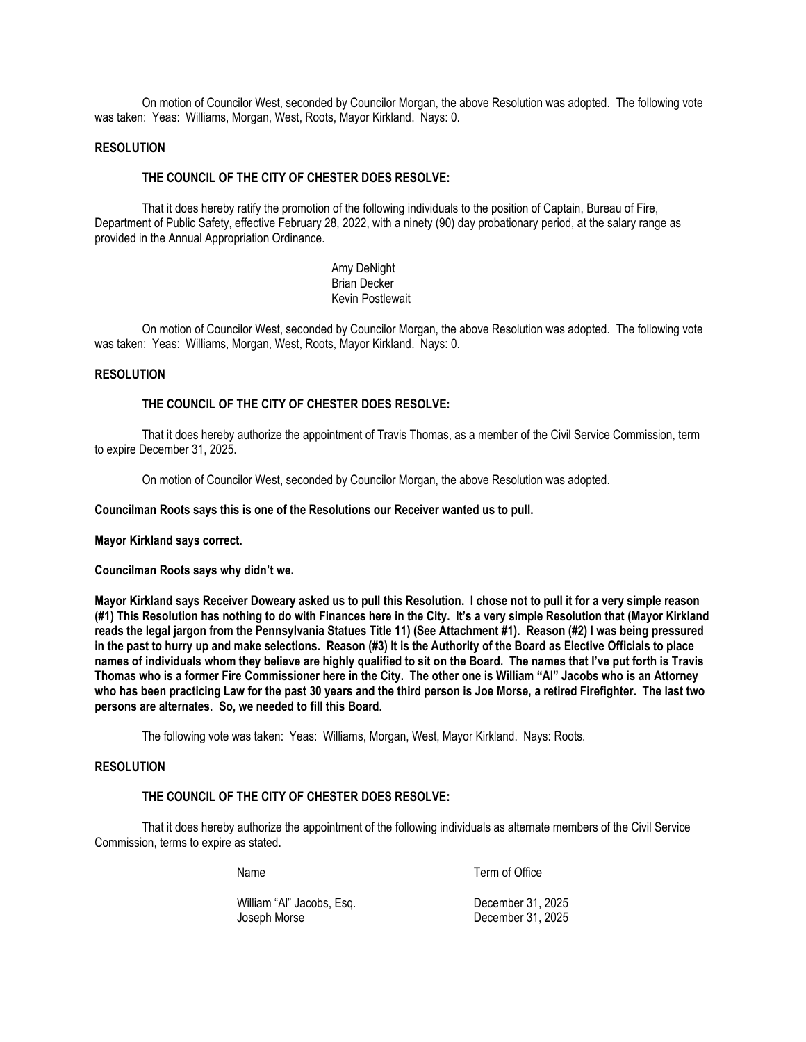On motion of Councilor West, seconded by Councilor Morgan, the above Resolution was adopted. The following vote was taken: Yeas: Williams, Morgan, West, Roots, Mayor Kirkland. Nays: 0.

**RESOLUTION**

**THE COUNCIL OF THE CITY OF CHESTER DOES RESOLVE:**

That it does hereby ratify the promotion of the following individuals to the position of Captain, Bureau of Fire, Department of Public Safety, effective February 28, 2022, with a ninety (90) day probationary period, at the salary range as provided in the Annual Appropriation Ordinance.

Amy DeNight
Brian Decker
Kevin Postlewait

On motion of Councilor West, seconded by Councilor Morgan, the above Resolution was adopted. The following vote was taken: Yeas: Williams, Morgan, West, Roots, Mayor Kirkland. Nays: 0.

**RESOLUTION**

**THE COUNCIL OF THE CITY OF CHESTER DOES RESOLVE:**

That it does hereby authorize the appointment of Travis Thomas, as a member of the Civil Service Commission, term to expire December 31, 2025.

On motion of Councilor West, seconded by Councilor Morgan, the above Resolution was adopted.

**Councilman Roots says this is one of the Resolutions our Receiver wanted us to pull.**

**Mayor Kirkland says correct.**

**Councilman Roots says why didn't we.**

**Mayor Kirkland says Receiver Doweary asked us to pull this Resolution. I chose not to pull it for a very simple reason (#1) This Resolution has nothing to do with Finances here in the City. It's a very simple Resolution that (Mayor Kirkland reads the legal jargon from the Pennsylvania Statues Title 11) (See Attachment #1). Reason (#2) I was being pressured in the past to hurry up and make selections. Reason (#3) It is the Authority of the Board as Elective Officials to place names of individuals whom they believe are highly qualified to sit on the Board. The names that I've put forth is Travis Thomas who is a former Fire Commissioner here in the City. The other one is William "Al" Jacobs who is an Attorney who has been practicing Law for the past 30 years and the third person is Joe Morse, a retired Firefighter. The last two persons are alternates. So, we needed to fill this Board.**

The following vote was taken: Yeas: Williams, Morgan, West, Mayor Kirkland. Nays: Roots.

**RESOLUTION**

**THE COUNCIL OF THE CITY OF CHESTER DOES RESOLVE:**

That it does hereby authorize the appointment of the following individuals as alternate members of the Civil Service Commission, terms to expire as stated.

| Name | Term of Office |
|---|---|
| William "Al" Jacobs, Esq. | December 31, 2025 |
| Joseph Morse | December 31, 2025 |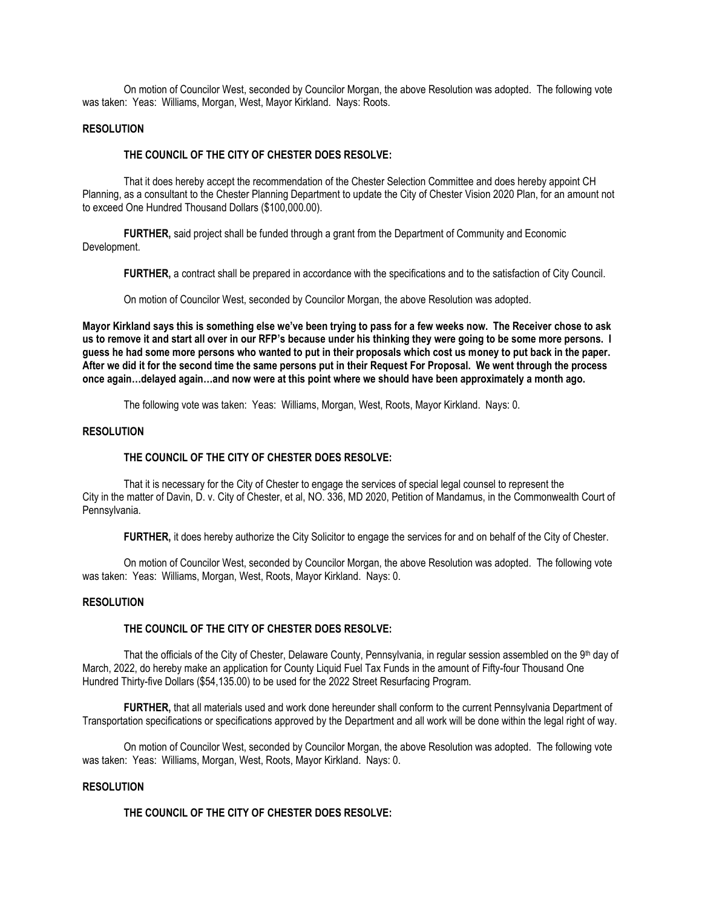On motion of Councilor West, seconded by Councilor Morgan, the above Resolution was adopted. The following vote was taken: Yeas: Williams, Morgan, West, Mayor Kirkland. Nays: Roots.

**RESOLUTION**

**THE COUNCIL OF THE CITY OF CHESTER DOES RESOLVE:**

That it does hereby accept the recommendation of the Chester Selection Committee and does hereby appoint CH Planning, as a consultant to the Chester Planning Department to update the City of Chester Vision 2020 Plan, for an amount not to exceed One Hundred Thousand Dollars ($100,000.00).

**FURTHER,** said project shall be funded through a grant from the Department of Community and Economic Development.

**FURTHER,** a contract shall be prepared in accordance with the specifications and to the satisfaction of City Council.

On motion of Councilor West, seconded by Councilor Morgan, the above Resolution was adopted.

**Mayor Kirkland says this is something else we've been trying to pass for a few weeks now. The Receiver chose to ask us to remove it and start all over in our RFP's because under his thinking they were going to be some more persons. I guess he had some more persons who wanted to put in their proposals which cost us money to put back in the paper. After we did it for the second time the same persons put in their Request For Proposal. We went through the process once again…delayed again…and now were at this point where we should have been approximately a month ago.**

The following vote was taken: Yeas: Williams, Morgan, West, Roots, Mayor Kirkland. Nays: 0.

**RESOLUTION**

**THE COUNCIL OF THE CITY OF CHESTER DOES RESOLVE:**

That it is necessary for the City of Chester to engage the services of special legal counsel to represent the City in the matter of Davin, D. v. City of Chester, et al, NO. 336, MD 2020, Petition of Mandamus, in the Commonwealth Court of Pennsylvania.

**FURTHER,** it does hereby authorize the City Solicitor to engage the services for and on behalf of the City of Chester.

On motion of Councilor West, seconded by Councilor Morgan, the above Resolution was adopted. The following vote was taken: Yeas: Williams, Morgan, West, Roots, Mayor Kirkland. Nays: 0.

**RESOLUTION**

**THE COUNCIL OF THE CITY OF CHESTER DOES RESOLVE:**

That the officials of the City of Chester, Delaware County, Pennsylvania, in regular session assembled on the 9th day of March, 2022, do hereby make an application for County Liquid Fuel Tax Funds in the amount of Fifty-four Thousand One Hundred Thirty-five Dollars ($54,135.00) to be used for the 2022 Street Resurfacing Program.

**FURTHER,** that all materials used and work done hereunder shall conform to the current Pennsylvania Department of Transportation specifications or specifications approved by the Department and all work will be done within the legal right of way.

On motion of Councilor West, seconded by Councilor Morgan, the above Resolution was adopted. The following vote was taken: Yeas: Williams, Morgan, West, Roots, Mayor Kirkland. Nays: 0.

**RESOLUTION**

**THE COUNCIL OF THE CITY OF CHESTER DOES RESOLVE:**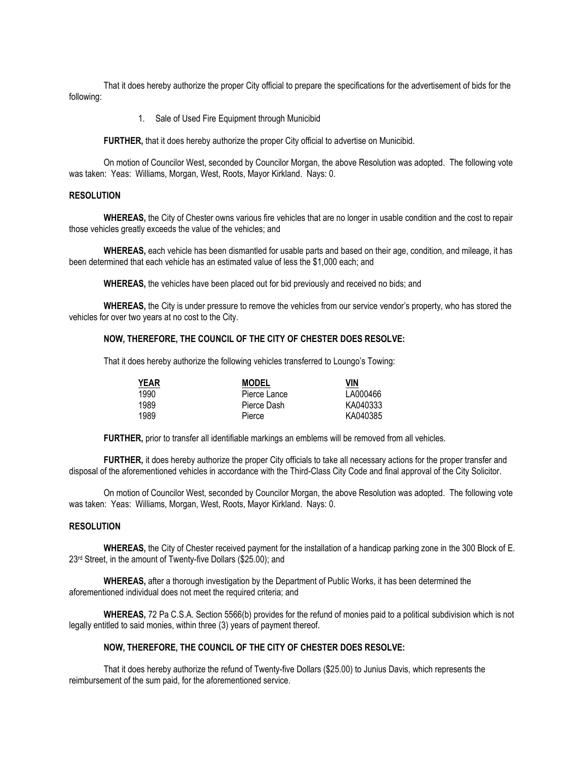That it does hereby authorize the proper City official to prepare the specifications for the advertisement of bids for the following:

1. Sale of Used Fire Equipment through Municibid

**FURTHER,** that it does hereby authorize the proper City official to advertise on Municibid.

On motion of Councilor West, seconded by Councilor Morgan, the above Resolution was adopted. The following vote was taken: Yeas: Williams, Morgan, West, Roots, Mayor Kirkland. Nays: 0.

**RESOLUTION**

**WHEREAS,** the City of Chester owns various fire vehicles that are no longer in usable condition and the cost to repair those vehicles greatly exceeds the value of the vehicles; and

**WHEREAS,** each vehicle has been dismantled for usable parts and based on their age, condition, and mileage, it has been determined that each vehicle has an estimated value of less the $1,000 each; and

**WHEREAS,** the vehicles have been placed out for bid previously and received no bids; and

**WHEREAS,** the City is under pressure to remove the vehicles from our service vendor's property, who has stored the vehicles for over two years at no cost to the City.

**NOW, THEREFORE, THE COUNCIL OF THE CITY OF CHESTER DOES RESOLVE:**

That it does hereby authorize the following vehicles transferred to Loungo's Towing:

| YEAR | MODEL | VIN |
|---|---|---|
| 1990 | Pierce Lance | LA000466 |
| 1989 | Pierce Dash | KA040333 |
| 1989 | Pierce | KA040385 |

**FURTHER,** prior to transfer all identifiable markings an emblems will be removed from all vehicles.

**FURTHER,** it does hereby authorize the proper City officials to take all necessary actions for the proper transfer and disposal of the aforementioned vehicles in accordance with the Third-Class City Code and final approval of the City Solicitor.

On motion of Councilor West, seconded by Councilor Morgan, the above Resolution was adopted. The following vote was taken: Yeas: Williams, Morgan, West, Roots, Mayor Kirkland. Nays: 0.

**RESOLUTION**

**WHEREAS,** the City of Chester received payment for the installation of a handicap parking zone in the 300 Block of E. 23rd Street, in the amount of Twenty-five Dollars ($25.00); and

**WHEREAS,** after a thorough investigation by the Department of Public Works, it has been determined the aforementioned individual does not meet the required criteria; and

**WHEREAS,** 72 Pa C.S.A. Section 5566(b) provides for the refund of monies paid to a political subdivision which is not legally entitled to said monies, within three (3) years of payment thereof.

**NOW, THEREFORE, THE COUNCIL OF THE CITY OF CHESTER DOES RESOLVE:**

That it does hereby authorize the refund of Twenty-five Dollars ($25.00) to Junius Davis, which represents the reimbursement of the sum paid, for the aforementioned service.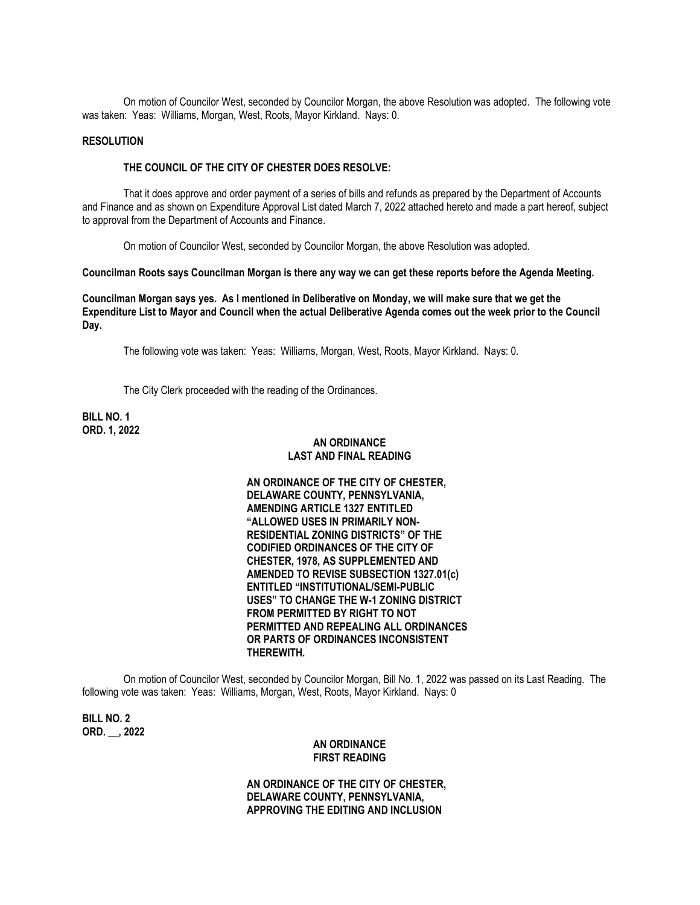On motion of Councilor West, seconded by Councilor Morgan, the above Resolution was adopted. The following vote was taken: Yeas: Williams, Morgan, West, Roots, Mayor Kirkland. Nays: 0.

**RESOLUTION**

**THE COUNCIL OF THE CITY OF CHESTER DOES RESOLVE:**

That it does approve and order payment of a series of bills and refunds as prepared by the Department of Accounts and Finance and as shown on Expenditure Approval List dated March 7, 2022 attached hereto and made a part hereof, subject to approval from the Department of Accounts and Finance.

On motion of Councilor West, seconded by Councilor Morgan, the above Resolution was adopted.

**Councilman Roots says Councilman Morgan is there any way we can get these reports before the Agenda Meeting.**

**Councilman Morgan says yes. As I mentioned in Deliberative on Monday, we will make sure that we get the Expenditure List to Mayor and Council when the actual Deliberative Agenda comes out the week prior to the Council Day.**

The following vote was taken: Yeas: Williams, Morgan, West, Roots, Mayor Kirkland. Nays: 0.

The City Clerk proceeded with the reading of the Ordinances.

**BILL NO. 1**
**ORD. 1, 2022**

**AN ORDINANCE**
**LAST AND FINAL READING**

**AN ORDINANCE OF THE CITY OF CHESTER, DELAWARE COUNTY, PENNSYLVANIA, AMENDING ARTICLE 1327 ENTITLED "ALLOWED USES IN PRIMARILY NON-RESIDENTIAL ZONING DISTRICTS" OF THE CODIFIED ORDINANCES OF THE CITY OF CHESTER, 1978, AS SUPPLEMENTED AND AMENDED TO REVISE SUBSECTION 1327.01(c) ENTITLED "INSTITUTIONAL/SEMI-PUBLIC USES" TO CHANGE THE W-1 ZONING DISTRICT FROM PERMITTED BY RIGHT TO NOT PERMITTED AND REPEALING ALL ORDINANCES OR PARTS OF ORDINANCES INCONSISTENT THEREWITH.**

On motion of Councilor West, seconded by Councilor Morgan, Bill No. 1, 2022 was passed on its Last Reading. The following vote was taken: Yeas: Williams, Morgan, West, Roots, Mayor Kirkland. Nays: 0

**BILL NO. 2**
**ORD. __, 2022**

**AN ORDINANCE**
**FIRST READING**

**AN ORDINANCE OF THE CITY OF CHESTER, DELAWARE COUNTY, PENNSYLVANIA, APPROVING THE EDITING AND INCLUSION**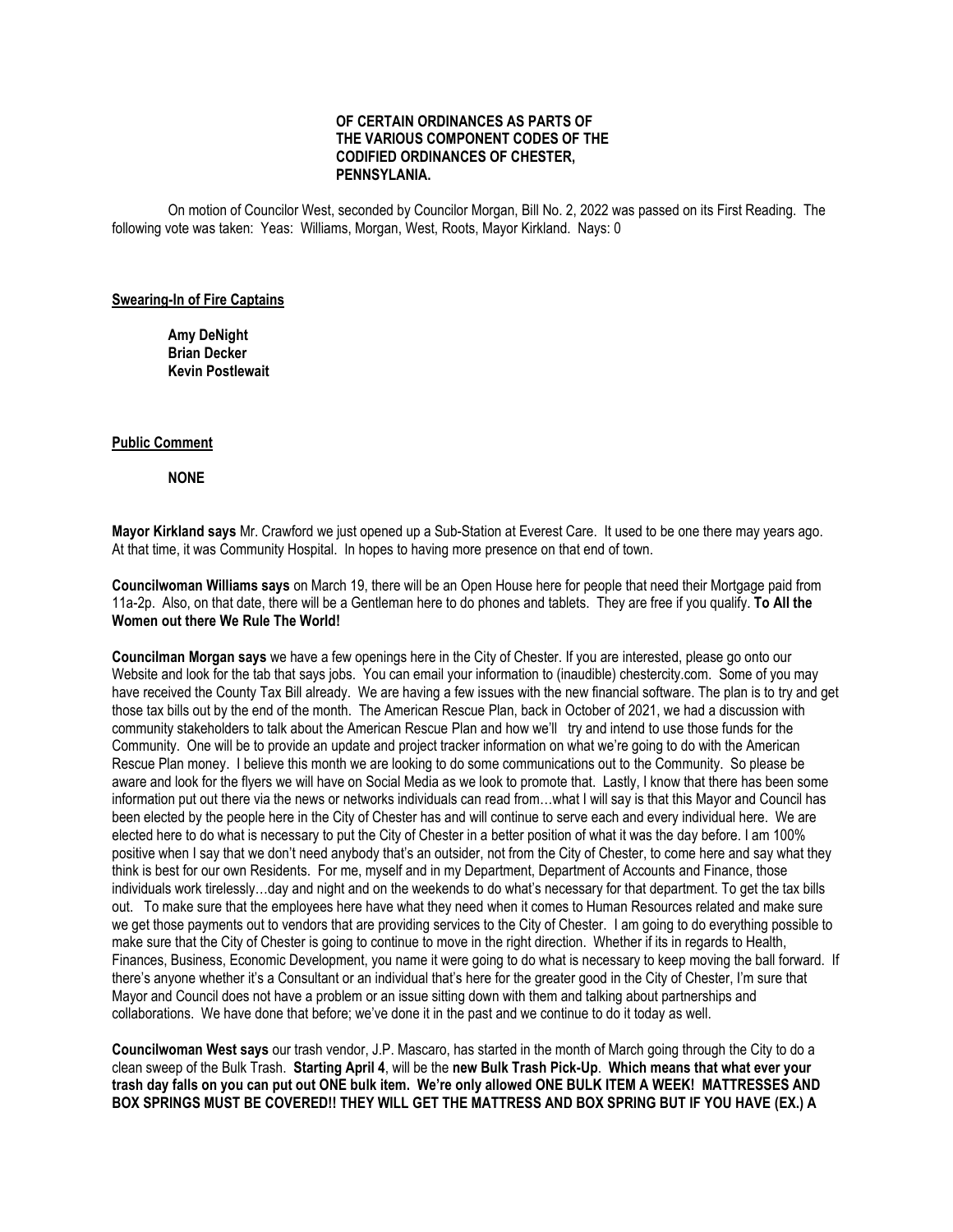**OF CERTAIN ORDINANCES AS PARTS OF THE VARIOUS COMPONENT CODES OF THE CODIFIED ORDINANCES OF CHESTER, PENNSYLANIA.**

On motion of Councilor West, seconded by Councilor Morgan, Bill No. 2, 2022 was passed on its First Reading. The following vote was taken: Yeas: Williams, Morgan, West, Roots, Mayor Kirkland. Nays: 0

**Swearing-In of Fire Captains**

**Amy DeNight**
**Brian Decker**
**Kevin Postlewait**

**Public Comment**

**NONE**

**Mayor Kirkland says** Mr. Crawford we just opened up a Sub-Station at Everest Care. It used to be one there may years ago. At that time, it was Community Hospital. In hopes to having more presence on that end of town.

**Councilwoman Williams says** on March 19, there will be an Open House here for people that need their Mortgage paid from 11a-2p. Also, on that date, there will be a Gentleman here to do phones and tablets. They are free if you qualify. **To All the Women out there We Rule The World!**

**Councilman Morgan says** we have a few openings here in the City of Chester. If you are interested, please go onto our Website and look for the tab that says jobs. You can email your information to (inaudible) chestercity.com. Some of you may have received the County Tax Bill already. We are having a few issues with the new financial software. The plan is to try and get those tax bills out by the end of the month. The American Rescue Plan, back in October of 2021, we had a discussion with community stakeholders to talk about the American Rescue Plan and how we'll try and intend to use those funds for the Community. One will be to provide an update and project tracker information on what we're going to do with the American Rescue Plan money. I believe this month we are looking to do some communications out to the Community. So please be aware and look for the flyers we will have on Social Media as we look to promote that. Lastly, I know that there has been some information put out there via the news or networks individuals can read from…what I will say is that this Mayor and Council has been elected by the people here in the City of Chester has and will continue to serve each and every individual here. We are elected here to do what is necessary to put the City of Chester in a better position of what it was the day before. I am 100% positive when I say that we don't need anybody that's an outsider, not from the City of Chester, to come here and say what they think is best for our own Residents. For me, myself and in my Department, Department of Accounts and Finance, those individuals work tirelessly…day and night and on the weekends to do what's necessary for that department. To get the tax bills out. To make sure that the employees here have what they need when it comes to Human Resources related and make sure we get those payments out to vendors that are providing services to the City of Chester. I am going to do everything possible to make sure that the City of Chester is going to continue to move in the right direction. Whether if its in regards to Health, Finances, Business, Economic Development, you name it were going to do what is necessary to keep moving the ball forward. If there's anyone whether it's a Consultant or an individual that's here for the greater good in the City of Chester, I'm sure that Mayor and Council does not have a problem or an issue sitting down with them and talking about partnerships and collaborations. We have done that before; we've done it in the past and we continue to do it today as well.

**Councilwoman West says** our trash vendor, J.P. Mascaro, has started in the month of March going through the City to do a clean sweep of the Bulk Trash. **Starting April 4**, will be the **new Bulk Trash Pick-Up**. **Which means that what ever your trash day falls on you can put out ONE bulk item. We're only allowed ONE BULK ITEM A WEEK! MATTRESSES AND BOX SPRINGS MUST BE COVERED!! THEY WILL GET THE MATTRESS AND BOX SPRING BUT IF YOU HAVE (EX.) A**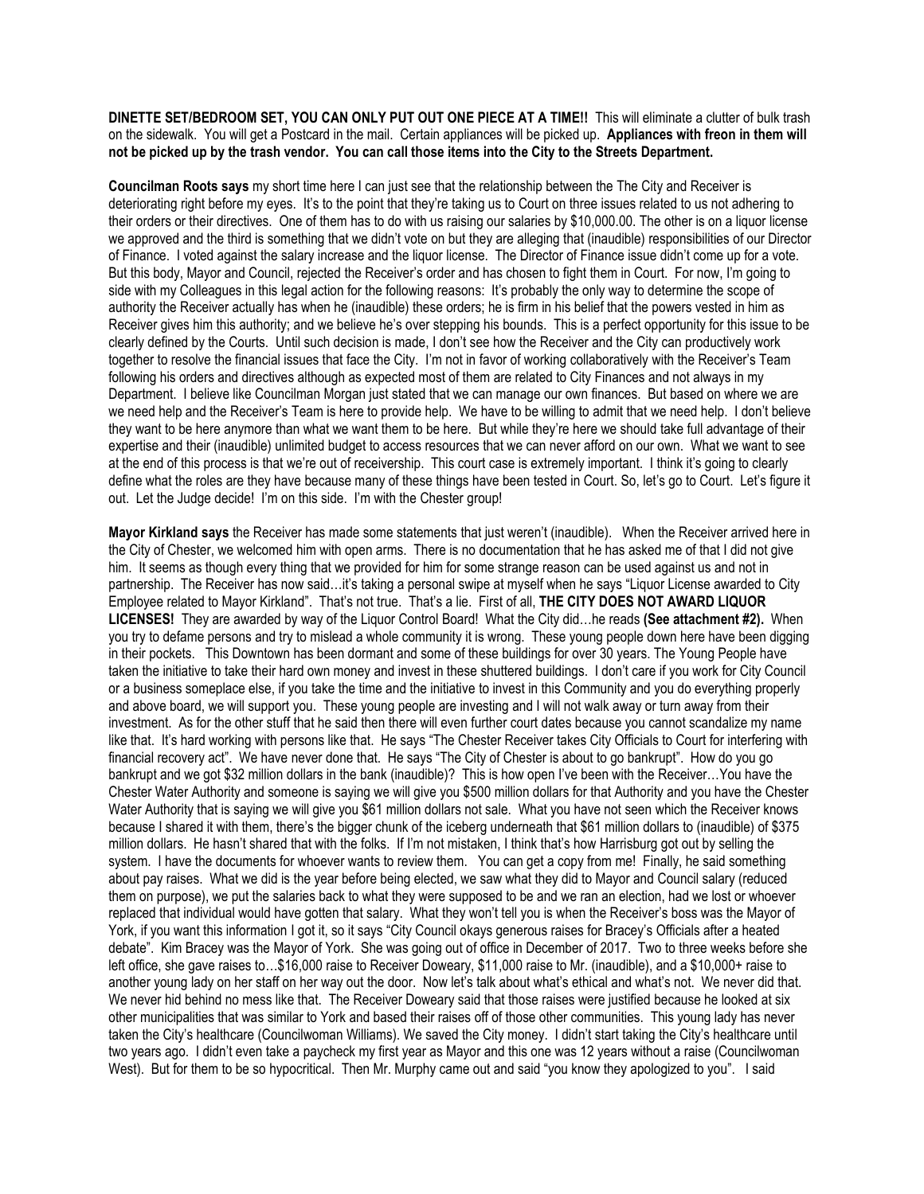**DINETTE SET/BEDROOM SET, YOU CAN ONLY PUT OUT ONE PIECE AT A TIME!!** This will eliminate a clutter of bulk trash on the sidewalk. You will get a Postcard in the mail. Certain appliances will be picked up. **Appliances with freon in them will not be picked up by the trash vendor. You can call those items into the City to the Streets Department.**

**Councilman Roots says** my short time here I can just see that the relationship between the The City and Receiver is deteriorating right before my eyes. It's to the point that they're taking us to Court on three issues related to us not adhering to their orders or their directives. One of them has to do with us raising our salaries by $10,000.00. The other is on a liquor license we approved and the third is something that we didn't vote on but they are alleging that (inaudible) responsibilities of our Director of Finance. I voted against the salary increase and the liquor license. The Director of Finance issue didn't come up for a vote. But this body, Mayor and Council, rejected the Receiver's order and has chosen to fight them in Court. For now, I'm going to side with my Colleagues in this legal action for the following reasons: It's probably the only way to determine the scope of authority the Receiver actually has when he (inaudible) these orders; he is firm in his belief that the powers vested in him as Receiver gives him this authority; and we believe he's over stepping his bounds. This is a perfect opportunity for this issue to be clearly defined by the Courts. Until such decision is made, I don't see how the Receiver and the City can productively work together to resolve the financial issues that face the City. I'm not in favor of working collaboratively with the Receiver's Team following his orders and directives although as expected most of them are related to City Finances and not always in my Department. I believe like Councilman Morgan just stated that we can manage our own finances. But based on where we are we need help and the Receiver's Team is here to provide help. We have to be willing to admit that we need help. I don't believe they want to be here anymore than what we want them to be here. But while they're here we should take full advantage of their expertise and their (inaudible) unlimited budget to access resources that we can never afford on our own. What we want to see at the end of this process is that we're out of receivership. This court case is extremely important. I think it's going to clearly define what the roles are they have because many of these things have been tested in Court. So, let's go to Court. Let's figure it out. Let the Judge decide! I'm on this side. I'm with the Chester group!

**Mayor Kirkland says** the Receiver has made some statements that just weren't (inaudible). When the Receiver arrived here in the City of Chester, we welcomed him with open arms. There is no documentation that he has asked me of that I did not give him. It seems as though every thing that we provided for him for some strange reason can be used against us and not in partnership. The Receiver has now said…it's taking a personal swipe at myself when he says "Liquor License awarded to City Employee related to Mayor Kirkland". That's not true. That's a lie. First of all, **THE CITY DOES NOT AWARD LIQUOR LICENSES!** They are awarded by way of the Liquor Control Board! What the City did…he reads **(See attachment #2).** When you try to defame persons and try to mislead a whole community it is wrong. These young people down here have been digging in their pockets. This Downtown has been dormant and some of these buildings for over 30 years. The Young People have taken the initiative to take their hard own money and invest in these shuttered buildings. I don't care if you work for City Council or a business someplace else, if you take the time and the initiative to invest in this Community and you do everything properly and above board, we will support you. These young people are investing and I will not walk away or turn away from their investment. As for the other stuff that he said then there will even further court dates because you cannot scandalize my name like that. It's hard working with persons like that. He says "The Chester Receiver takes City Officials to Court for interfering with financial recovery act". We have never done that. He says "The City of Chester is about to go bankrupt". How do you go bankrupt and we got $32 million dollars in the bank (inaudible)? This is how open I've been with the Receiver…You have the Chester Water Authority and someone is saying we will give you $500 million dollars for that Authority and you have the Chester Water Authority that is saying we will give you $61 million dollars not sale. What you have not seen which the Receiver knows because I shared it with them, there's the bigger chunk of the iceberg underneath that $61 million dollars to (inaudible) of $375 million dollars. He hasn't shared that with the folks. If I'm not mistaken, I think that's how Harrisburg got out by selling the system. I have the documents for whoever wants to review them. You can get a copy from me! Finally, he said something about pay raises. What we did is the year before being elected, we saw what they did to Mayor and Council salary (reduced them on purpose), we put the salaries back to what they were supposed to be and we ran an election, had we lost or whoever replaced that individual would have gotten that salary. What they won't tell you is when the Receiver's boss was the Mayor of York, if you want this information I got it, so it says "City Council okays generous raises for Bracey's Officials after a heated debate". Kim Bracey was the Mayor of York. She was going out of office in December of 2017. Two to three weeks before she left office, she gave raises to…$16,000 raise to Receiver Doweary, $11,000 raise to Mr. (inaudible), and a $10,000+ raise to another young lady on her staff on her way out the door. Now let's talk about what's ethical and what's not. We never did that. We never hid behind no mess like that. The Receiver Doweary said that those raises were justified because he looked at six other municipalities that was similar to York and based their raises off of those other communities. This young lady has never taken the City's healthcare (Councilwoman Williams). We saved the City money. I didn't start taking the City's healthcare until two years ago. I didn't even take a paycheck my first year as Mayor and this one was 12 years without a raise (Councilwoman West). But for them to be so hypocritical. Then Mr. Murphy came out and said "you know they apologized to you". I said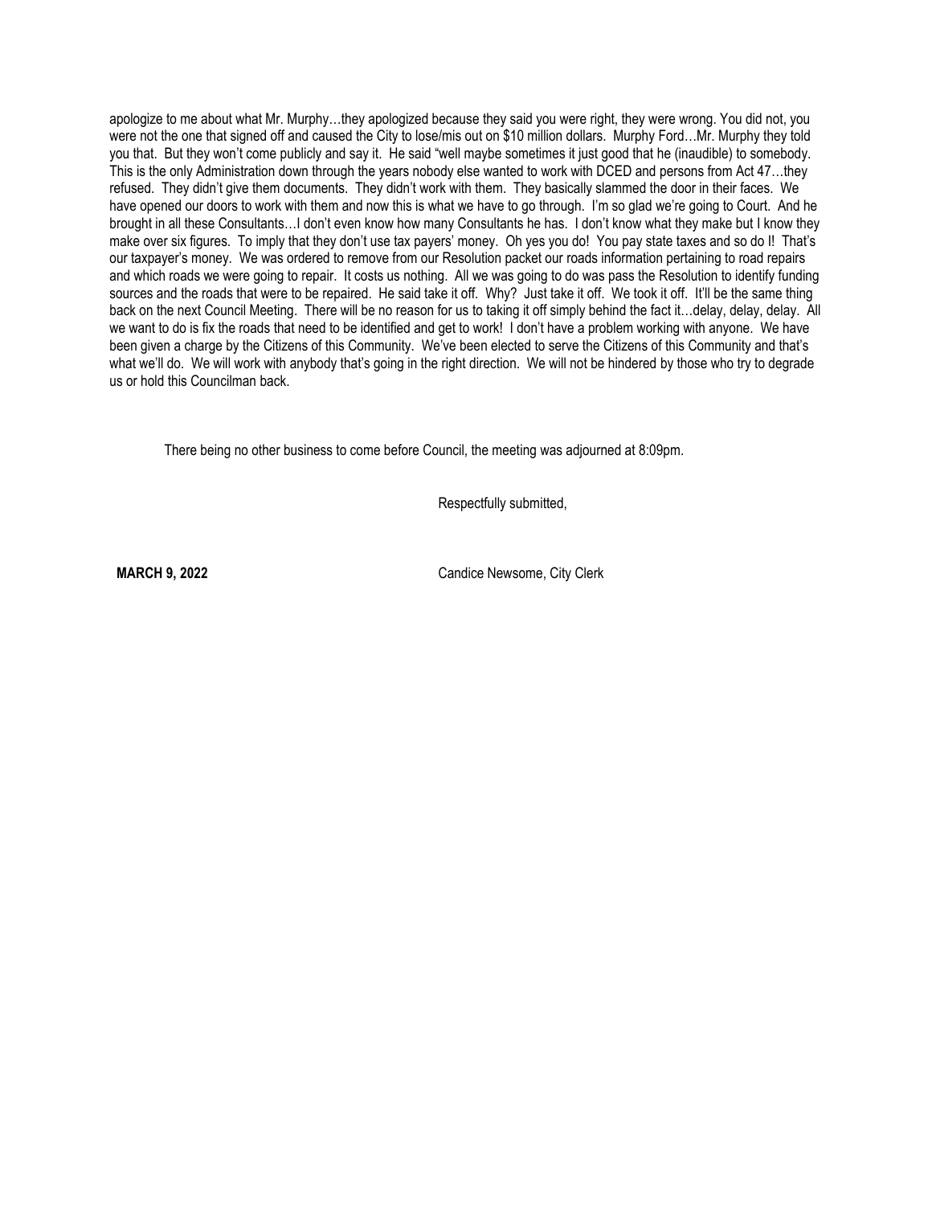apologize to me about what Mr. Murphy…they apologized because they said you were right, they were wrong. You did not, you were not the one that signed off and caused the City to lose/mis out on $10 million dollars. Murphy Ford…Mr. Murphy they told you that. But they won't come publicly and say it. He said "well maybe sometimes it just good that he (inaudible) to somebody. This is the only Administration down through the years nobody else wanted to work with DCED and persons from Act 47…they refused. They didn't give them documents. They didn't work with them. They basically slammed the door in their faces. We have opened our doors to work with them and now this is what we have to go through. I'm so glad we're going to Court. And he brought in all these Consultants…I don't even know how many Consultants he has. I don't know what they make but I know they make over six figures. To imply that they don't use tax payers' money. Oh yes you do! You pay state taxes and so do I! That's our taxpayer's money. We was ordered to remove from our Resolution packet our roads information pertaining to road repairs and which roads we were going to repair. It costs us nothing. All we was going to do was pass the Resolution to identify funding sources and the roads that were to be repaired. He said take it off. Why? Just take it off. We took it off. It'll be the same thing back on the next Council Meeting. There will be no reason for us to taking it off simply behind the fact it…delay, delay, delay. All we want to do is fix the roads that need to be identified and get to work! I don't have a problem working with anyone. We have been given a charge by the Citizens of this Community. We've been elected to serve the Citizens of this Community and that's what we'll do. We will work with anybody that's going in the right direction. We will not be hindered by those who try to degrade us or hold this Councilman back.

There being no other business to come before Council, the meeting was adjourned at 8:09pm.

Respectfully submitted,

**MARCH 9, 2022**

Candice Newsome, City Clerk